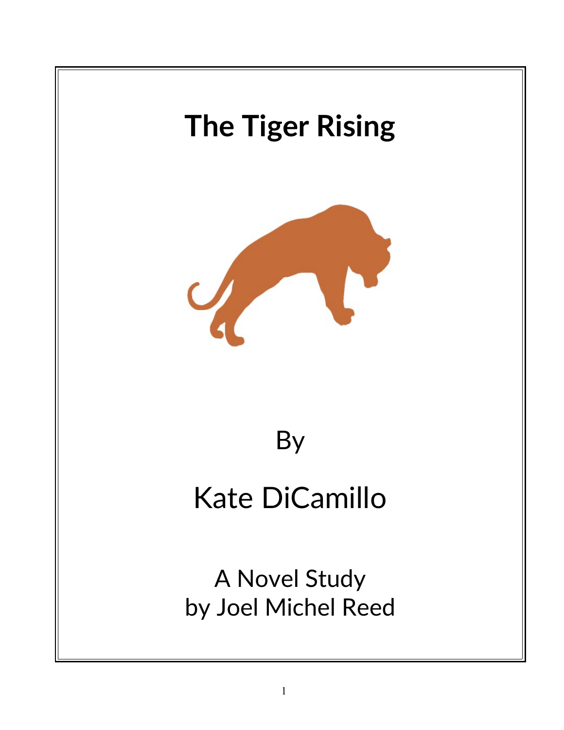# The Tiger Rising

By

Kate DiCamillo

A Novel Study
by Joel Michel Reed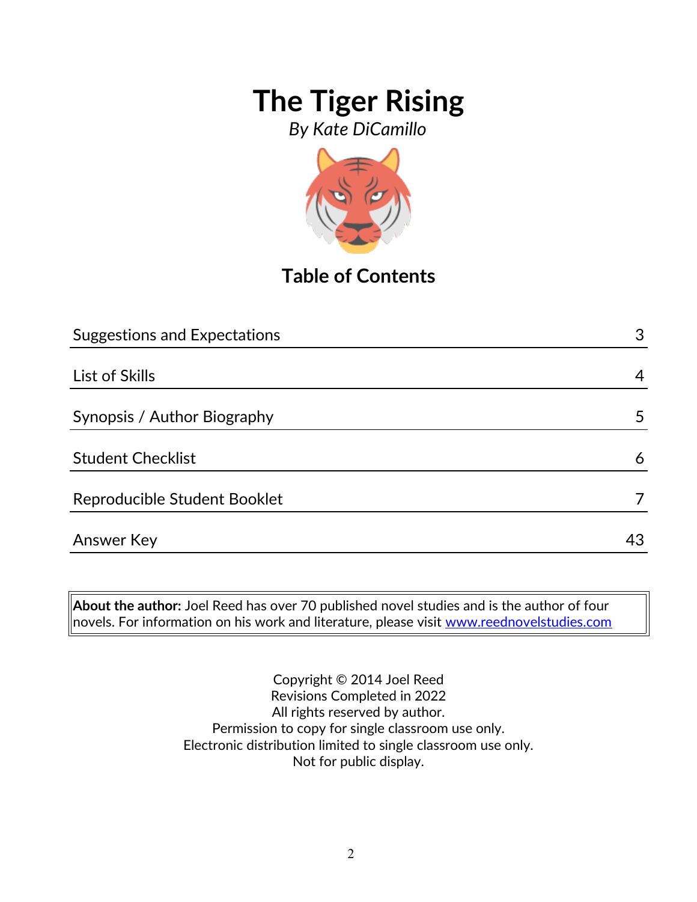# The Tiger Rising

*By Kate DiCamillo*

## Table of Contents

| | |
|---|---|
| Suggestions and Expectations | 3 |
| List of Skills | 4 |
| Synopsis / Author Biography | 5 |
| Student Checklist | 6 |
| Reproducible Student Booklet | 7 |
| Answer Key | 43 |

**About the author:** Joel Reed has over 70 published novel studies and is the author of four novels. For information on his work and literature, please visit www.reednovelstudies.com

Copyright © 2014 Joel Reed
Revisions Completed in 2022
All rights reserved by author.
Permission to copy for single classroom use only.
Electronic distribution limited to single classroom use only.
Not for public display.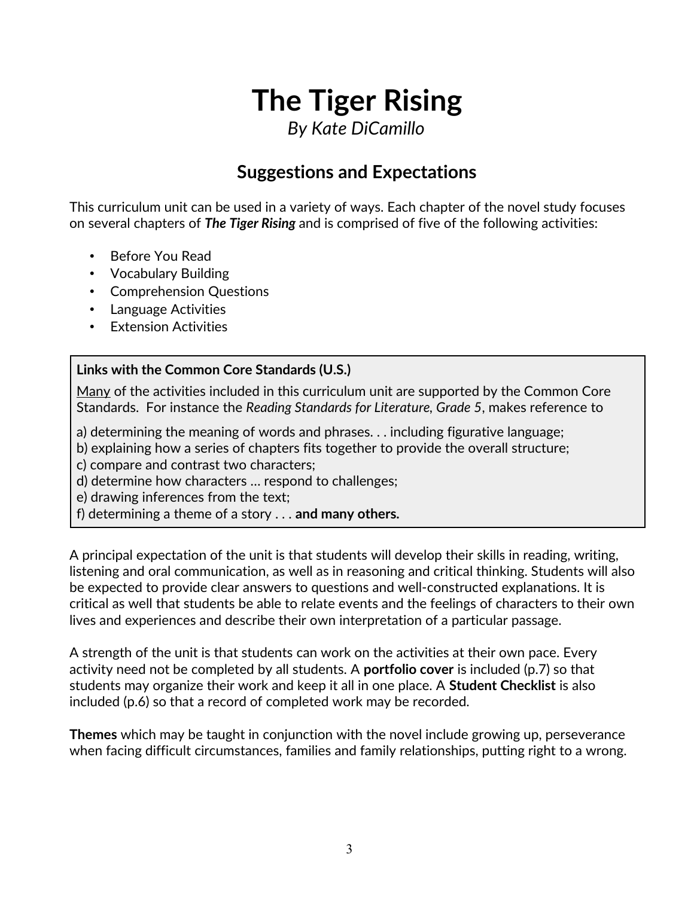# The Tiger Rising

*By Kate DiCamillo*

## Suggestions and Expectations

This curriculum unit can be used in a variety of ways. Each chapter of the novel study focuses on several chapters of ***The Tiger Rising*** and is comprised of five of the following activities:

- Before You Read
- Vocabulary Building
- Comprehension Questions
- Language Activities
- Extension Activities

> **Links with the Common Core Standards (U.S.)**
>
> <u>Many</u> of the activities included in this curriculum unit are supported by the Common Core Standards. For instance the *Reading Standards for Literature, Grade 5*, makes reference to
>
> a) determining the meaning of words and phrases. . . including figurative language;
> b) explaining how a series of chapters fits together to provide the overall structure;
> c) compare and contrast two characters;
> d) determine how characters … respond to challenges;
> e) drawing inferences from the text;
> f) determining a theme of a story . . . **and many others.**

A principal expectation of the unit is that students will develop their skills in reading, writing, listening and oral communication, as well as in reasoning and critical thinking. Students will also be expected to provide clear answers to questions and well-constructed explanations. It is critical as well that students be able to relate events and the feelings of characters to their own lives and experiences and describe their own interpretation of a particular passage.

A strength of the unit is that students can work on the activities at their own pace. Every activity need not be completed by all students. A **portfolio cover** is included (p.7) so that students may organize their work and keep it all in one place. A **Student Checklist** is also included (p.6) so that a record of completed work may be recorded.

**Themes** which may be taught in conjunction with the novel include growing up, perseverance when facing difficult circumstances, families and family relationships, putting right to a wrong.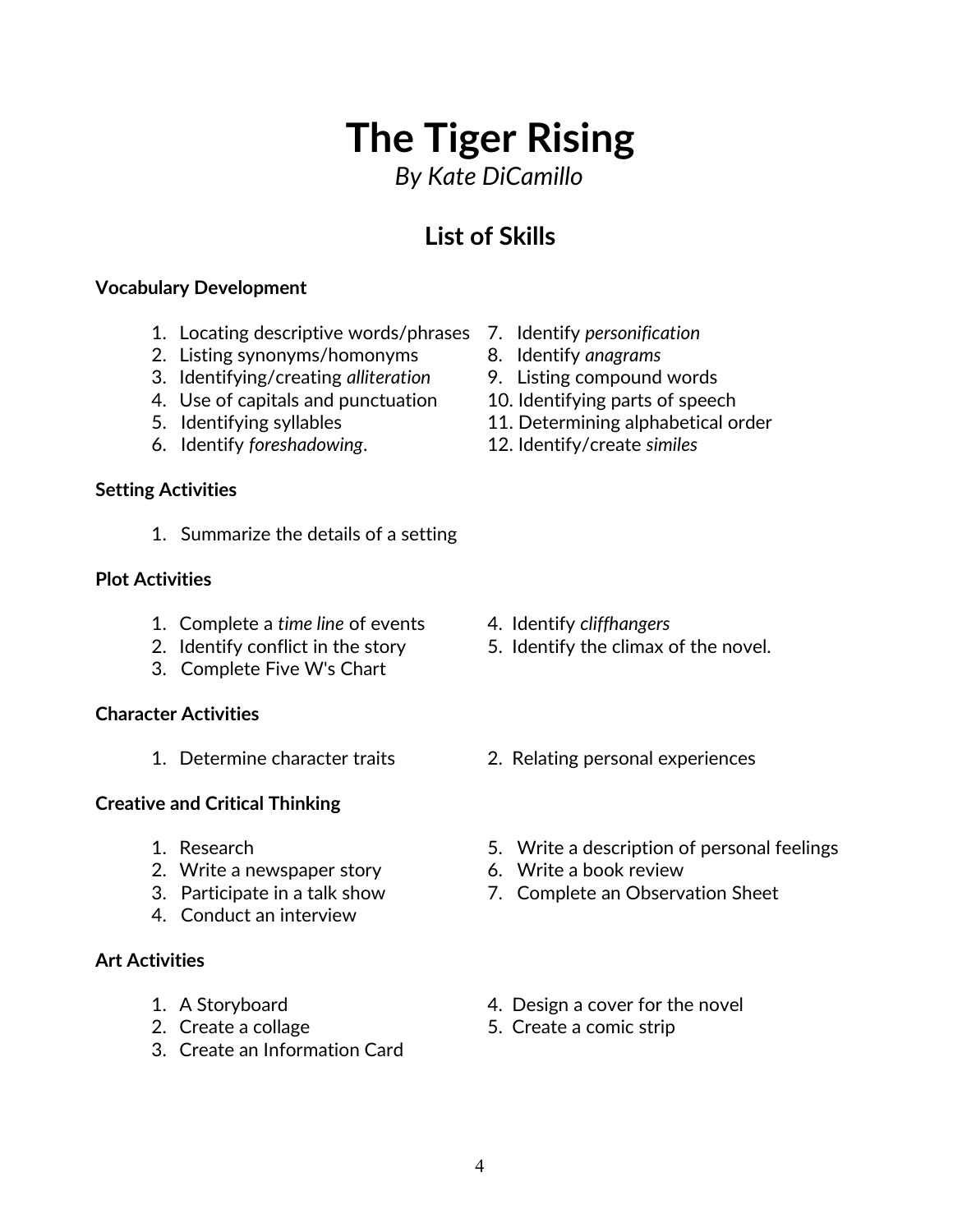# The Tiger Rising

*By Kate DiCamillo*

## List of Skills

**Vocabulary Development**

1. Locating descriptive words/phrases
2. Listing synonyms/homonyms
3. Identifying/creating *alliteration*
4. Use of capitals and punctuation
5. Identifying syllables
6. Identify *foreshadowing*.
7. Identify *personification*
8. Identify *anagrams*
9. Listing compound words
10. Identifying parts of speech
11. Determining alphabetical order
12. Identify/create *similes*

**Setting Activities**

1. Summarize the details of a setting

**Plot Activities**

1. Complete a *time line* of events
2. Identify conflict in the story
3. Complete Five W's Chart
4. Identify *cliffhangers*
5. Identify the climax of the novel.

**Character Activities**

1. Determine character traits
2. Relating personal experiences

**Creative and Critical Thinking**

1. Research
2. Write a newspaper story
3. Participate in a talk show
4. Conduct an interview
5. Write a description of personal feelings
6. Write a book review
7. Complete an Observation Sheet

**Art Activities**

1. A Storyboard
2. Create a collage
3. Create an Information Card
4. Design a cover for the novel
5. Create a comic strip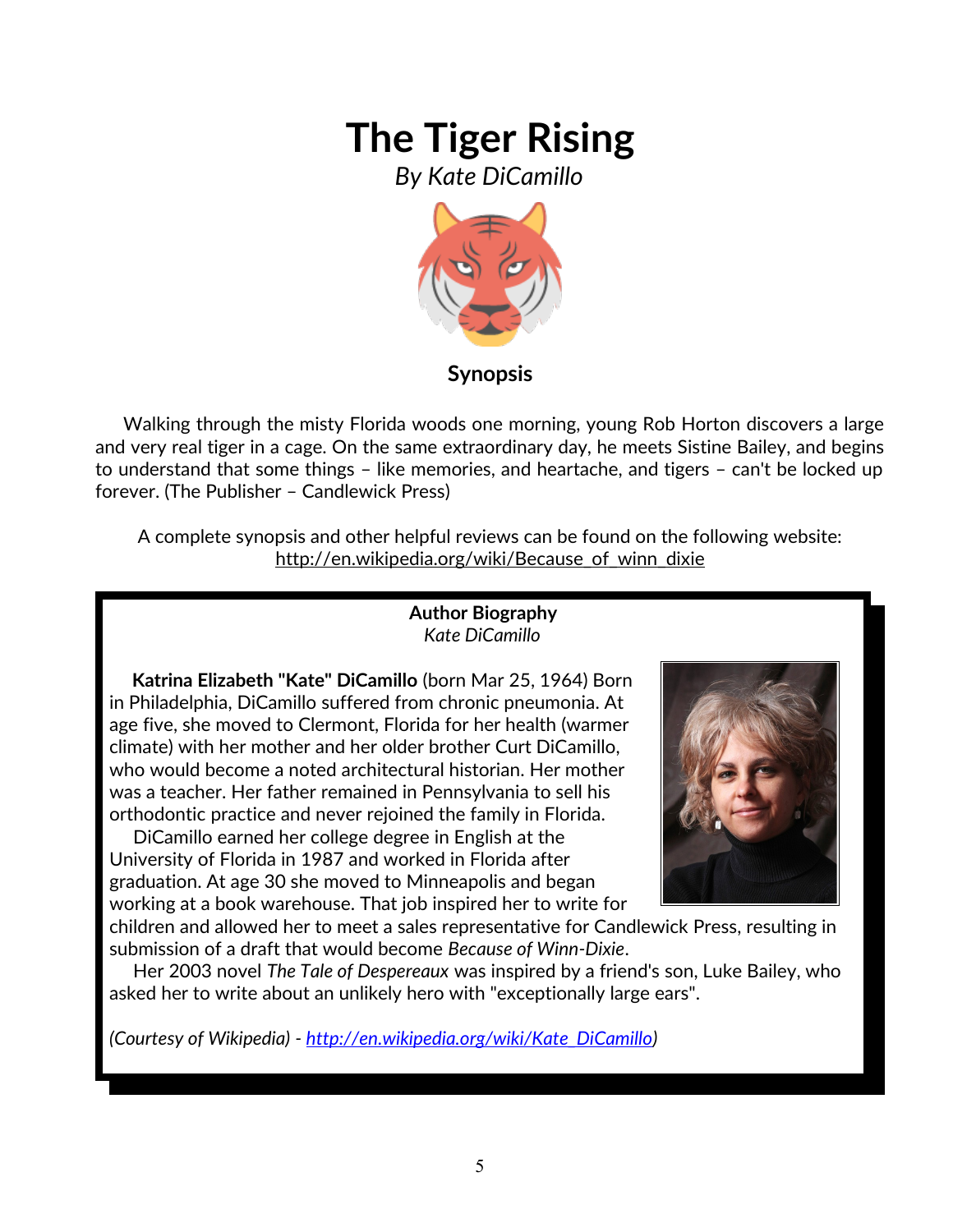# The Tiger Rising

*By Kate DiCamillo*

**Synopsis**

Walking through the misty Florida woods one morning, young Rob Horton discovers a large and very real tiger in a cage. On the same extraordinary day, he meets Sistine Bailey, and begins to understand that some things – like memories, and heartache, and tigers – can't be locked up forever. (The Publisher – Candlewick Press)

A complete synopsis and other helpful reviews can be found on the following website: http://en.wikipedia.org/wiki/Because_of_winn_dixie

**Author Biography**
*Kate DiCamillo*

**Katrina Elizabeth "Kate" DiCamillo** (born Mar 25, 1964) Born in Philadelphia, DiCamillo suffered from chronic pneumonia. At age five, she moved to Clermont, Florida for her health (warmer climate) with her mother and her older brother Curt DiCamillo, who would become a noted architectural historian. Her mother was a teacher. Her father remained in Pennsylvania to sell his orthodontic practice and never rejoined the family in Florida.

DiCamillo earned her college degree in English at the University of Florida in 1987 and worked in Florida after graduation. At age 30 she moved to Minneapolis and began working at a book warehouse. That job inspired her to write for children and allowed her to meet a sales representative for Candlewick Press, resulting in submission of a draft that would become *Because of Winn-Dixie*.

Her 2003 novel *The Tale of Despereaux* was inspired by a friend's son, Luke Bailey, who asked her to write about an unlikely hero with "exceptionally large ears".

*(Courtesy of Wikipedia) - http://en.wikipedia.org/wiki/Kate_DiCamillo)*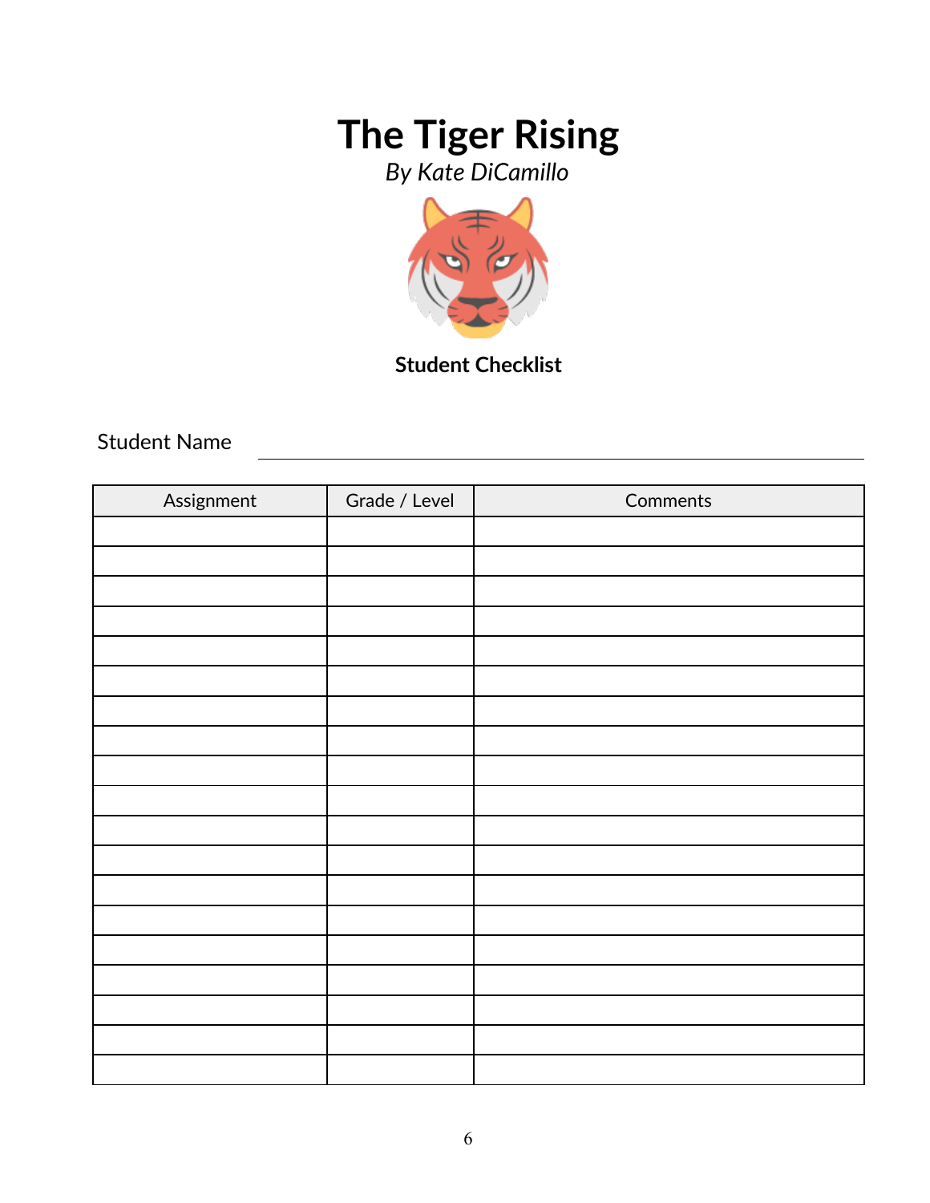# The Tiger Rising

*By Kate DiCamillo*

**Student Checklist**

Student Name ______________________________

| Assignment | Grade / Level | Comments |
|---|---|---|
| | | |
| | | |
| | | |
| | | |
| | | |
| | | |
| | | |
| | | |
| | | |
| | | |
| | | |
| | | |
| | | |
| | | |
| | | |
| | | |
| | | |
| | | |
| | | |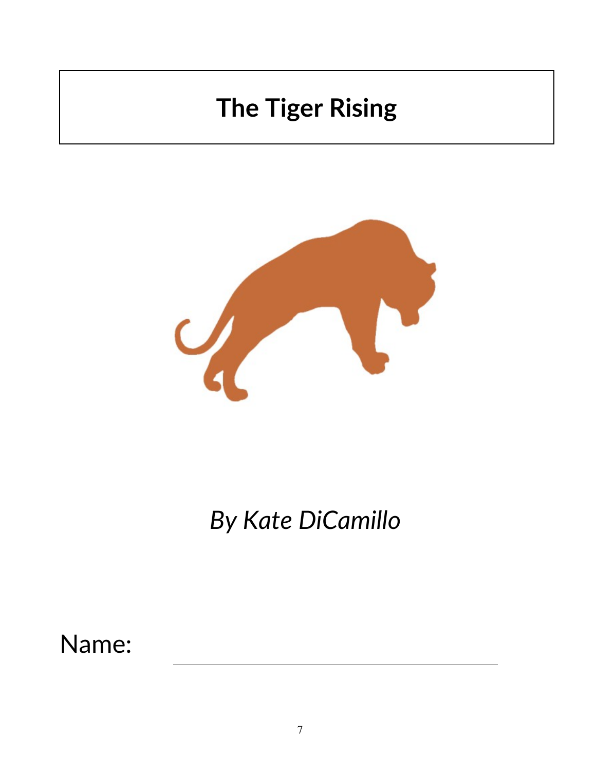# The Tiger Rising

*By Kate DiCamillo*

Name: ______________________________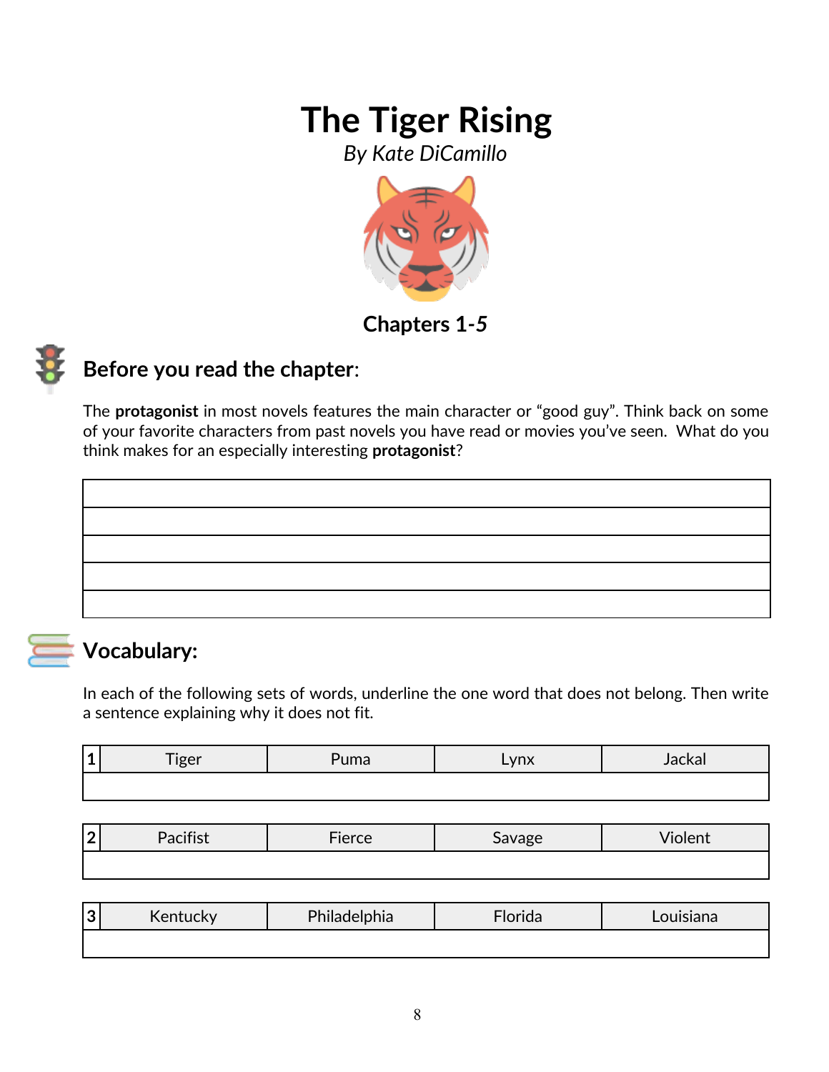# The Tiger Rising

*By Kate DiCamillo*

## Chapters 1-5

## Before you read the chapter:

The **protagonist** in most novels features the main character or "good guy". Think back on some of your favorite characters from past novels you have read or movies you've seen. What do you think makes for an especially interesting **protagonist**?

| |
|---|
| |
| |
| |
| |
| |

## Vocabulary:

In each of the following sets of words, underline the one word that does not belong. Then write a sentence explaining why it does not fit.

| 1 | Tiger | Puma | Lynx | Jackal |
|---|---|---|---|---|
| | | | | |

| 2 | Pacifist | Fierce | Savage | Violent |
|---|---|---|---|---|
| | | | | |

| 3 | Kentucky | Philadelphia | Florida | Louisiana |
|---|---|---|---|---|
| | | | | |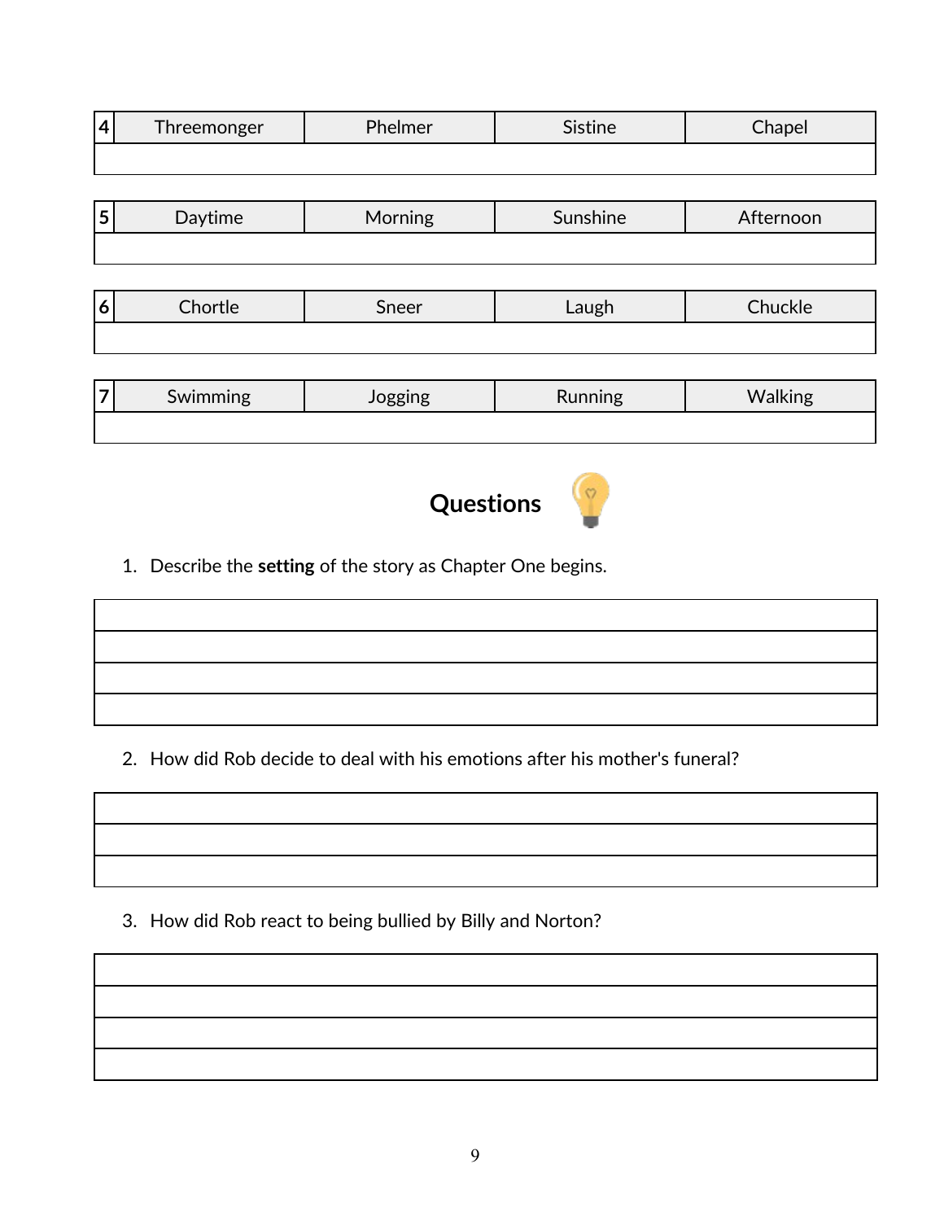| 4 | Threemonger | Phelmer | Sistine | Chapel |
|---|---|---|---|---|
| | | | | |

| 5 | Daytime | Morning | Sunshine | Afternoon |
|---|---|---|---|---|
| | | | | |

| 6 | Chortle | Sneer | Laugh | Chuckle |
|---|---|---|---|---|
| | | | | |

| 7 | Swimming | Jogging | Running | Walking |
|---|---|---|---|---|
| | | | | |

## Questions

1. Describe the **setting** of the story as Chapter One begins.

| |
|---|
| |
| |
| |
| |

2. How did Rob decide to deal with his emotions after his mother's funeral?

| |
|---|
| |
| |
| |

3. How did Rob react to being bullied by Billy and Norton?

| |
|---|
| |
| |
| |
| |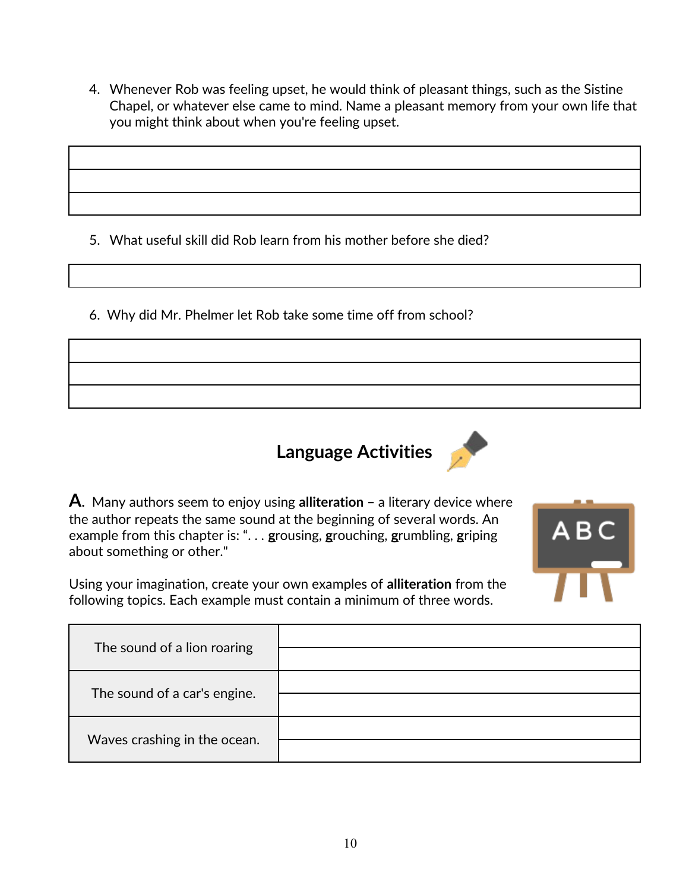4. Whenever Rob was feeling upset, he would think of pleasant things, such as the Sistine Chapel, or whatever else came to mind. Name a pleasant memory from your own life that you might think about when you're feeling upset.

| |
|---|
| |
| |
| |

5. What useful skill did Rob learn from his mother before she died?

| |
|---|
| |

6. Why did Mr. Phelmer let Rob take some time off from school?

| |
|---|
| |
| |
| |

## Language Activities

**A.** Many authors seem to enjoy using **alliteration** – a literary device where the author repeats the same sound at the beginning of several words. An example from this chapter is: ". . . **g**rousing, **g**rouching, **g**rumbling, **g**riping about something or other."

Using your imagination, create your own examples of **alliteration** from the following topics. Each example must contain a minimum of three words.

| | |
|---|---|
| The sound of a lion roaring | |
| The sound of a car's engine. | |
| Waves crashing in the ocean. | |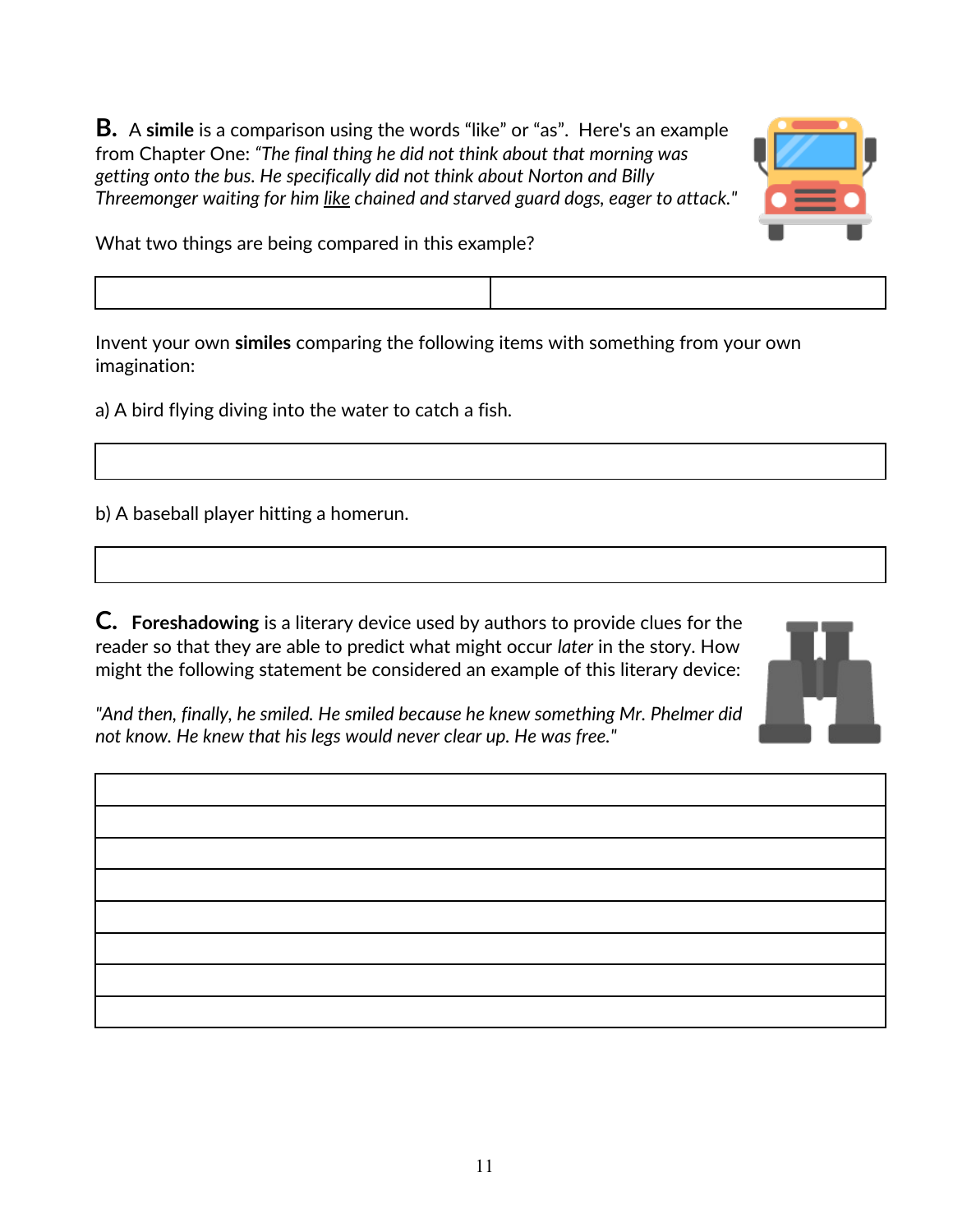**B.** A **simile** is a comparison using the words "like" or "as". Here's an example from Chapter One: *"The final thing he did not think about that morning was getting onto the bus. He specifically did not think about Norton and Billy Threemonger waiting for him* like *chained and starved guard dogs, eager to attack."*

What two things are being compared in this example?

| | |
|---|---|
| | |

Invent your own **similes** comparing the following items with something from your own imagination:

a) A bird flying diving into the water to catch a fish.

| |
|---|
| |

b) A baseball player hitting a homerun.

| |
|---|
| |

**C. Foreshadowing** is a literary device used by authors to provide clues for the reader so that they are able to predict what might occur *later* in the story. How might the following statement be considered an example of this literary device:

*"And then, finally, he smiled. He smiled because he knew something Mr. Phelmer did not know. He knew that his legs would never clear up. He was free."*

| |
|---|
| |
| |
| |
| |
| |
| |
| |
| |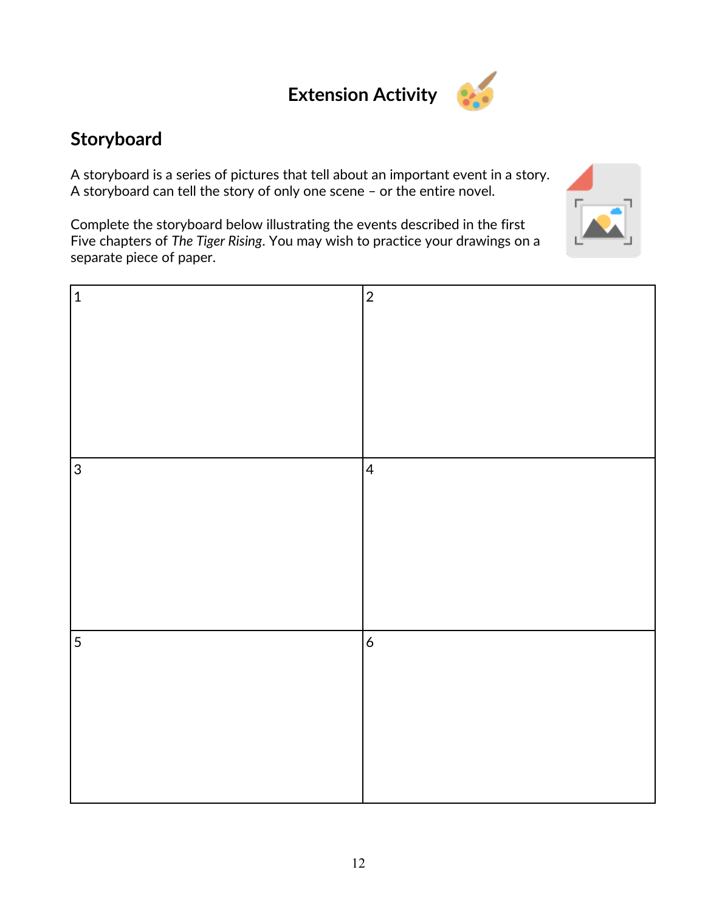# Extension Activity

## Storyboard

A storyboard is a series of pictures that tell about an important event in a story. A storyboard can tell the story of only one scene – or the entire novel.

Complete the storyboard below illustrating the events described in the first Five chapters of *The Tiger Rising*. You may wish to practice your drawings on a separate piece of paper.

| | |
|---|---|
| 1 | 2 |
| 3 | 4 |
| 5 | 6 |